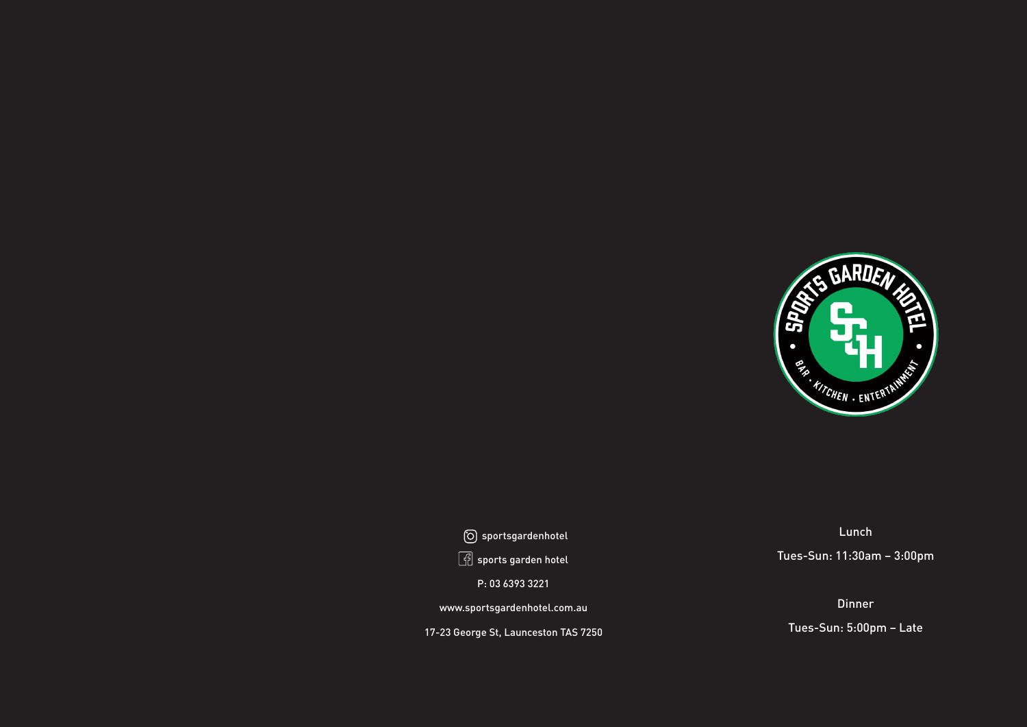SPORTS GARDEN HOTEL

BAR • KITCHEN • ENTERTAINMENT

sportsgardenhotel

sports garden hotel

P: 03 6393 3221

www.sportsgardenhotel.com.au

17-23 George St, Launceston TAS 7250

Lunch

Tues-Sun: 11:30am – 3:00pm

Dinner

Tues-Sun: 5:00pm – Late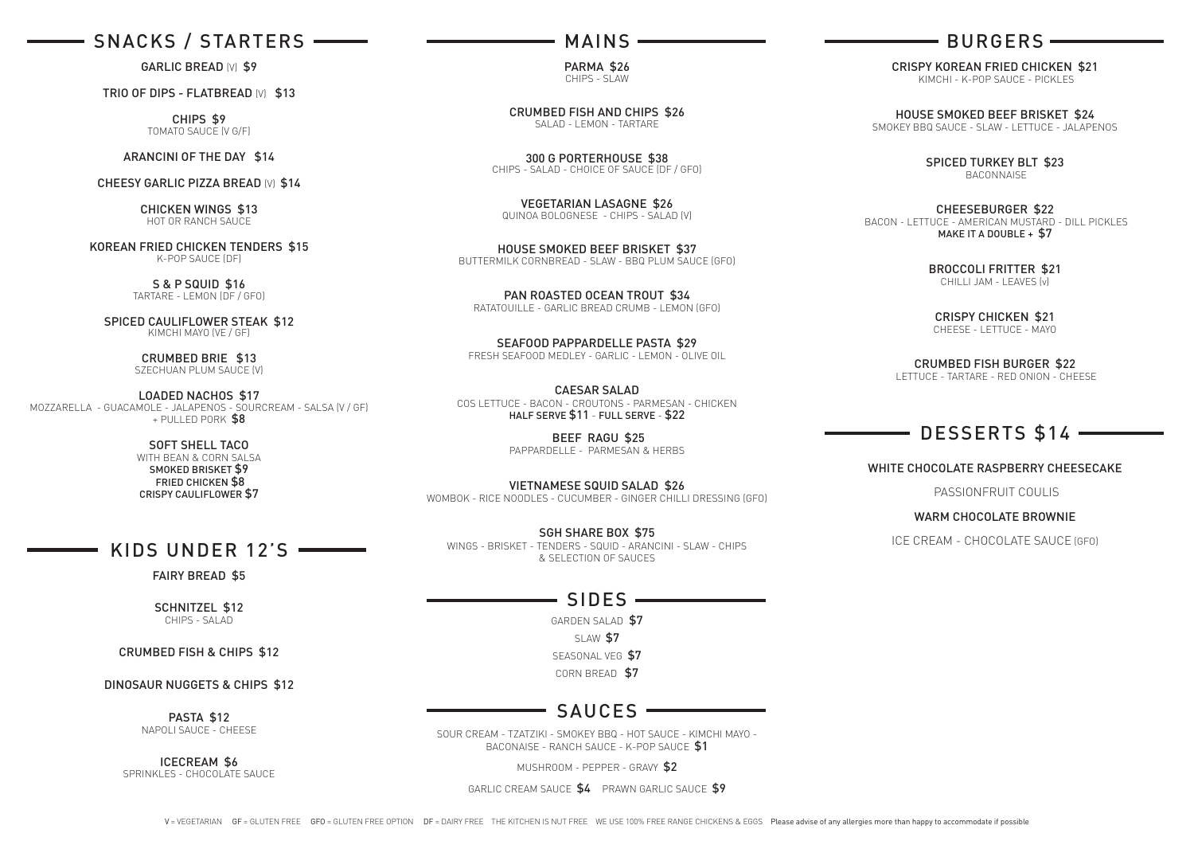## SNACKS / STARTERS

GARLIC BREAD (V) $9

TRIO OF DIPS - FLATBREAD (V) $13

CHIPS $9
TOMATO SAUCE (V G/F)

ARANCINI OF THE DAY $14

CHEESY GARLIC PIZZA BREAD (V) $14

CHICKEN WINGS $13
HOT OR RANCH SAUCE

KOREAN FRIED CHICKEN TENDERS $15
K-POP SAUCE (DF)

S & P SQUID $16
TARTARE - LEMON (DF / GFO)

SPICED CAULIFLOWER STEAK $12
KIMCHI MAYO (VE / GF)

CRUMBED BRIE $13
SZECHUAN PLUM SAUCE (V)

LOADED NACHOS $17
MOZZARELLA - GUACAMOLE - JALAPENOS - SOURCREAM - SALSA (V / GF)
+ PULLED PORK $8

SOFT SHELL TACO
WITH BEAN & CORN SALSA
SMOKED BRISKET $9
FRIED CHICKEN $8
CRISPY CAULIFLOWER $7

## KIDS UNDER 12'S

FAIRY BREAD $5

SCHNITZEL $12
CHIPS - SALAD

CRUMBED FISH & CHIPS $12

DINOSAUR NUGGETS & CHIPS $12

PASTA $12
NAPOLI SAUCE - CHEESE

ICECREAM $6
SPRINKLES - CHOCOLATE SAUCE

## MAINS

PARMA $26
CHIPS - SLAW

CRUMBED FISH AND CHIPS $26
SALAD - LEMON - TARTARE

300 G PORTERHOUSE $38
CHIPS - SALAD - CHOICE OF SAUCE (DF / GFO)

VEGETARIAN LASAGNE $26
QUINOA BOLOGNESE - CHIPS - SALAD (V)

HOUSE SMOKED BEEF BRISKET $37
BUTTERMILK CORNBREAD - SLAW - BBQ PLUM SAUCE (GFO)

PAN ROASTED OCEAN TROUT $34
RATATOUILLE - GARLIC BREAD CRUMB - LEMON (GFO)

SEAFOOD PAPPARDELLE PASTA $29
FRESH SEAFOOD MEDLEY - GARLIC - LEMON - OLIVE OIL

CAESAR SALAD
COS LETTUCE - BACON - CROUTONS - PARMESAN - CHICKEN
HALF SERVE $11 - FULL SERVE - $22

BEEF RAGU $25
PAPPARDELLE - PARMESAN & HERBS

VIETNAMESE SQUID SALAD $26
WOMBOK - RICE NOODLES - CUCUMBER - GINGER CHILLI DRESSING (GFO)

SGH SHARE BOX $75
WINGS - BRISKET - TENDERS - SQUID - ARANCINI - SLAW - CHIPS
& SELECTION OF SAUCES

## SIDES

GARDEN SALAD $7

SLAW $7

SEASONAL VEG $7

CORN BREAD $7

## SAUCES

SOUR CREAM - TZATZIKI - SMOKEY BBQ - HOT SAUCE - KIMCHI MAYO -
BACONAISE - RANCH SAUCE - K-POP SAUCE $1

MUSHROOM - PEPPER - GRAVY $2

GARLIC CREAM SAUCE $4 PRAWN GARLIC SAUCE $9

## BURGERS

CRISPY KOREAN FRIED CHICKEN $21
KIMCHI - K-POP SAUCE - PICKLES

HOUSE SMOKED BEEF BRISKET $24
SMOKEY BBQ SAUCE - SLAW - LETTUCE - JALAPENOS

SPICED TURKEY BLT $23
BACONNAISE

CHEESEBURGER $22
BACON - LETTUCE - AMERICAN MUSTARD - DILL PICKLES
MAKE IT A DOUBLE + $7

BROCCOLI FRITTER $21
CHILLI JAM - LEAVES (v)

CRISPY CHICKEN $21
CHEESE - LETTUCE - MAYO

CRUMBED FISH BURGER $22
LETTUCE - TARTARE - RED ONION - CHEESE

## DESSERTS $14

WHITE CHOCOLATE RASPBERRY CHEESECAKE

PASSIONFRUIT COULIS

WARM CHOCOLATE BROWNIE

ICE CREAM - CHOCOLATE SAUCE (GFO)

V = VEGETARIAN GF = GLUTEN FREE GFO = GLUTEN FREE OPTION DF = DAIRY FREE THE KITCHEN IS NUT FREE WE USE 100% FREE RANGE CHICKENS & EGGS Please advise of any allergies more than happy to accommodate if possible